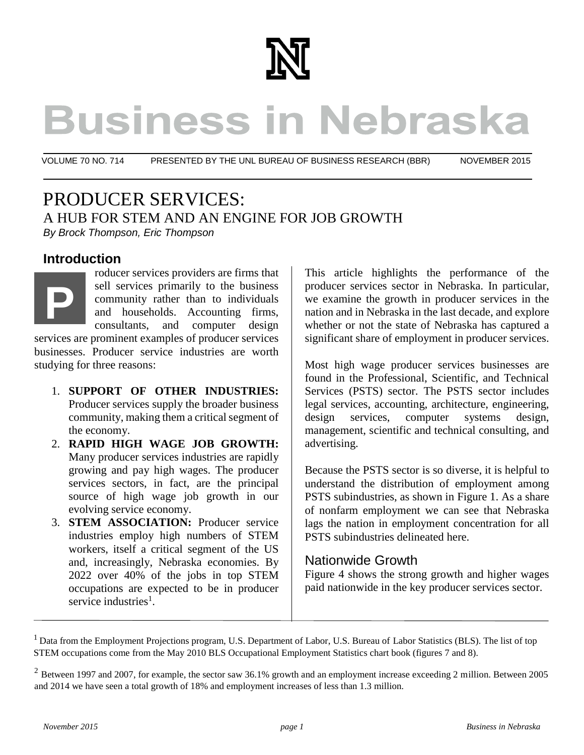# Business in Nebraska

VOLUME 70 NO. 714 PRESENTED BY THE UNL BUREAU OF BUSINESS RESEARCH (BBR) NOVEMBER 2015

# PRODUCER SERVICES:

## A HUB FOR STEM AND AN ENGINE FOR JOB GROWTH

*By Brock Thompson, Eric Thompson*

## Introduction

Producer services providers are firms that sell services primarily to the business community rather than to individuals and households. Accounting firms, consultants, and computer design services are prominent examples of producer services businesses. Producer service industries are worth studying for three reasons:

1. **SUPPORT OF OTHER INDUSTRIES:** Producer services supply the broader business community, making them a critical segment of the economy.
2. **RAPID HIGH WAGE JOB GROWTH:** Many producer services industries are rapidly growing and pay high wages. The producer services sectors, in fact, are the principal source of high wage job growth in our evolving service economy.
3. **STEM ASSOCIATION:** Producer service industries employ high numbers of STEM workers, itself a critical segment of the US and, increasingly, Nebraska economies. By 2022 over 40% of the jobs in top STEM occupations are expected to be in producer service industries[1].

This article highlights the performance of the producer services sector in Nebraska. In particular, we examine the growth in producer services in the nation and in Nebraska in the last decade, and explore whether or not the state of Nebraska has captured a significant share of employment in producer services.

Most high wage producer services businesses are found in the Professional, Scientific, and Technical Services (PSTS) sector. The PSTS sector includes legal services, accounting, architecture, engineering, design services, computer systems design, management, scientific and technical consulting, and advertising.

Because the PSTS sector is so diverse, it is helpful to understand the distribution of employment among PSTS subindustries, as shown in Figure 1. As a share of nonfarm employment we can see that Nebraska lags the nation in employment concentration for all PSTS subindustries delineated here.

### Nationwide Growth

Figure 4 shows the strong growth and higher wages paid nationwide in the key producer services sector.

---

[1] Data from the Employment Projections program, U.S. Department of Labor, U.S. Bureau of Labor Statistics (BLS). The list of top STEM occupations come from the May 2010 BLS Occupational Employment Statistics chart book (figures 7 and 8).

[2] Between 1997 and 2007, for example, the sector saw 36.1% growth and an employment increase exceeding 2 million. Between 2005 and 2014 we have seen a total growth of 18% and employment increases of less than 1.3 million.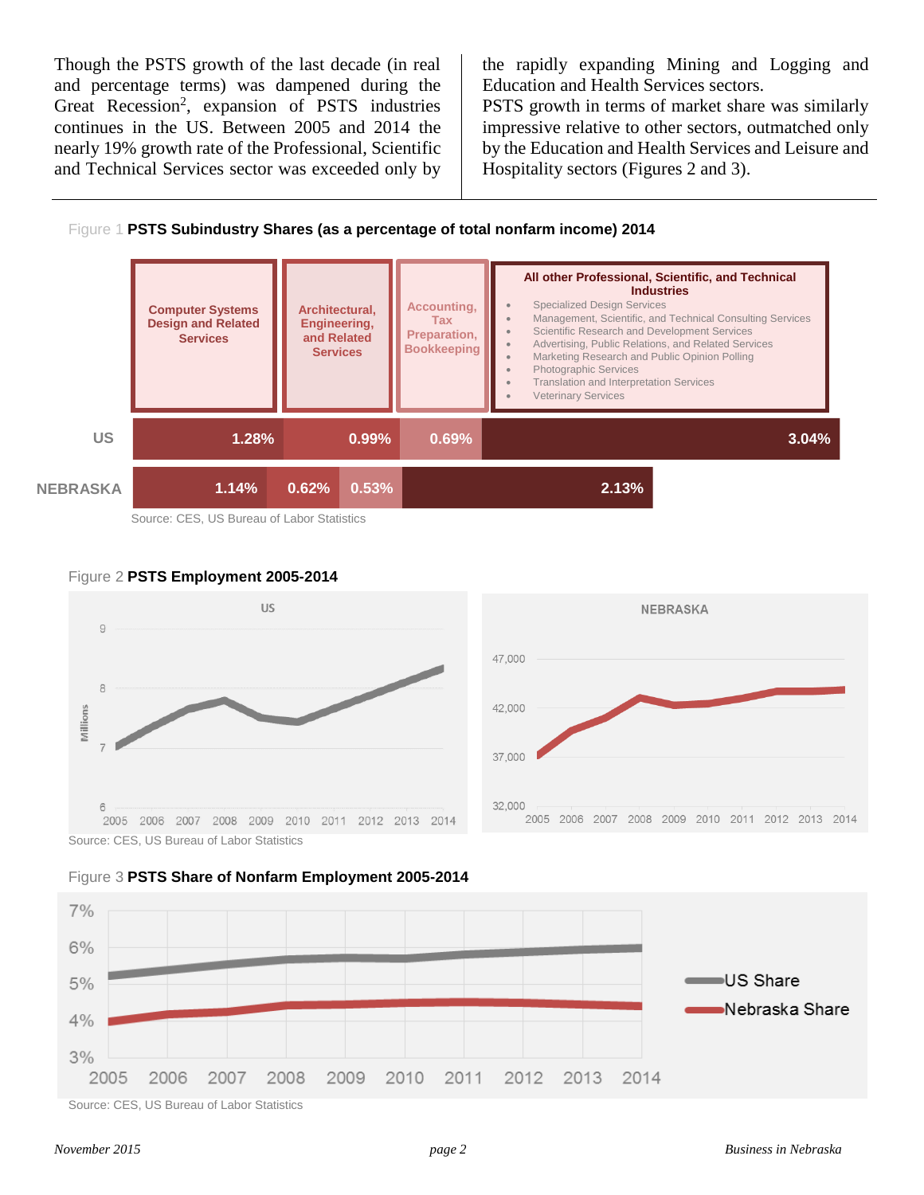Though the PSTS growth of the last decade (in real and percentage terms) was dampened during the Great Recession[2], expansion of PSTS industries continues in the US. Between 2005 and 2014 the nearly 19% growth rate of the Professional, Scientific and Technical Services sector was exceeded only by the rapidly expanding Mining and Logging and Education and Health Services sectors.

PSTS growth in terms of market share was similarly impressive relative to other sectors, outmatched only by the Education and Health Services and Leisure and Hospitality sectors (Figures 2 and 3).

Figure 1 **PSTS Subindustry Shares (as a percentage of total nonfarm income) 2014**

| | Computer Systems Design and Related Services | Architectural, Engineering, and Related Services | Accounting, Tax Preparation, Bookkeeping | All other Professional, Scientific, and Technical Industries |
|---|---|---|---|---|
| US | 1.28% | 0.99% | 0.69% | 3.04% |
| NEBRASKA | 1.14% | 0.62% | 0.53% | 2.13% |

All other Professional, Scientific, and Technical Industries:
- Specialized Design Services
- Management, Scientific, and Technical Consulting Services
- Scientific Research and Development Services
- Advertising, Public Relations, and Related Services
- Marketing Research and Public Opinion Polling
- Photographic Services
- Translation and Interpretation Services
- Veterinary Services

Source: CES, US Bureau of Labor Statistics

Figure 2 **PSTS Employment 2005-2014**

Source: CES, US Bureau of Labor Statistics

Figure 3 **PSTS Share of Nonfarm Employment 2005-2014**

Source: CES, US Bureau of Labor Statistics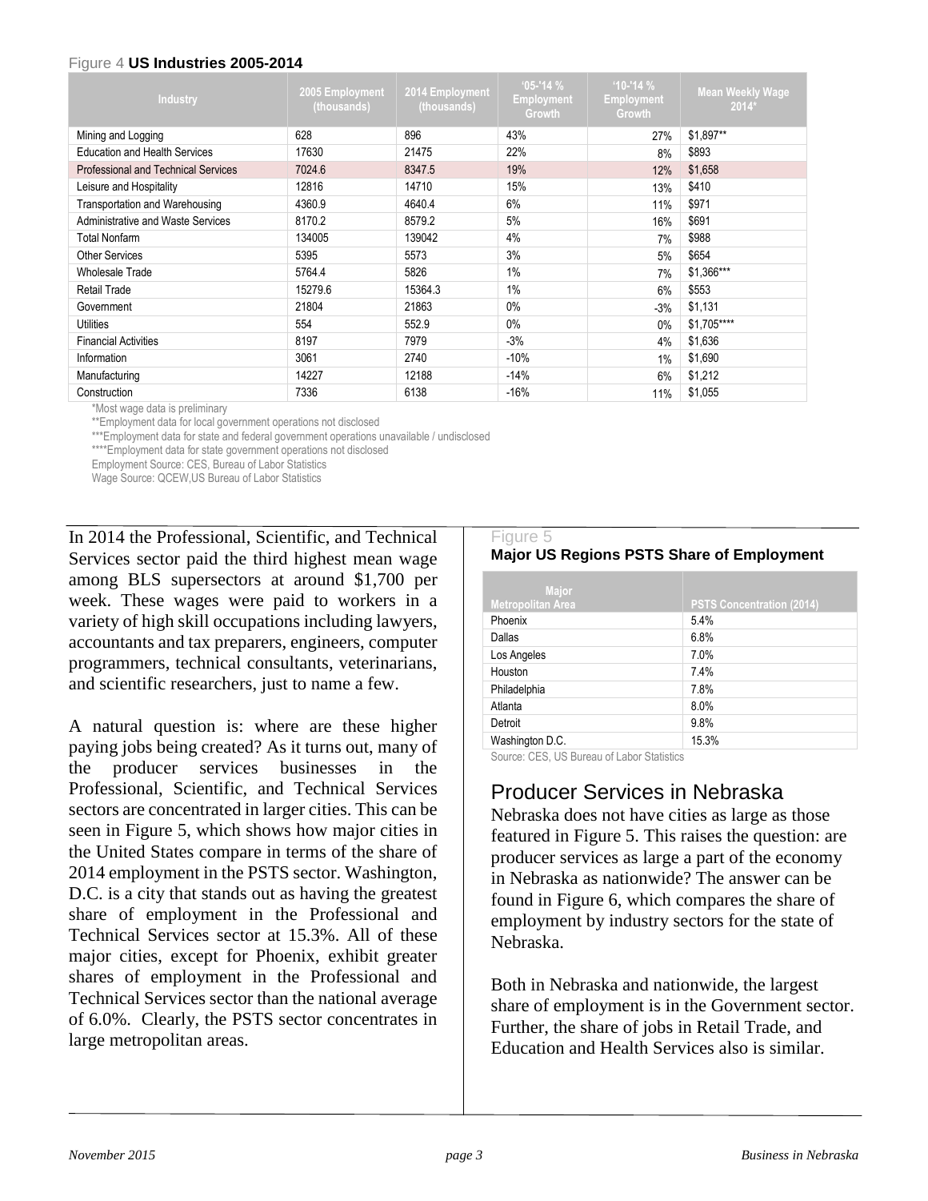Figure 4 **US Industries 2005-2014**

| Industry | 2005 Employment (thousands) | 2014 Employment (thousands) | '05-'14 % Employment Growth | '10-'14 % Employment Growth | Mean Weekly Wage 2014* |
|---|---|---|---|---|---|
| Mining and Logging | 628 | 896 | 43% | 27% | $1,897** |
| Education and Health Services | 17630 | 21475 | 22% | 8% | $893 |
| Professional and Technical Services | 7024.6 | 8347.5 | 19% | 12% | $1,658 |
| Leisure and Hospitality | 12816 | 14710 | 15% | 13% | $410 |
| Transportation and Warehousing | 4360.9 | 4640.4 | 6% | 11% | $971 |
| Administrative and Waste Services | 8170.2 | 8579.2 | 5% | 16% | $691 |
| Total Nonfarm | 134005 | 139042 | 4% | 7% | $988 |
| Other Services | 5395 | 5573 | 3% | 5% | $654 |
| Wholesale Trade | 5764.4 | 5826 | 1% | 7% | $1,366*** |
| Retail Trade | 15279.6 | 15364.3 | 1% | 6% | $553 |
| Government | 21804 | 21863 | 0% | -3% | $1,131 |
| Utilities | 554 | 552.9 | 0% | 0% | $1,705**** |
| Financial Activities | 8197 | 7979 | -3% | 4% | $1,636 |
| Information | 3061 | 2740 | -10% | 1% | $1,690 |
| Manufacturing | 14227 | 12188 | -14% | 6% | $1,212 |
| Construction | 7336 | 6138 | -16% | 11% | $1,055 |

*Most wage data is preliminary
**Employment data for local government operations not disclosed
***Employment data for state and federal government operations unavailable / undisclosed
****Employment data for state government operations not disclosed
Employment Source: CES, Bureau of Labor Statistics
Wage Source: QCEW,US Bureau of Labor Statistics

In 2014 the Professional, Scientific, and Technical Services sector paid the third highest mean wage among BLS supersectors at around $1,700 per week. These wages were paid to workers in a variety of high skill occupations including lawyers, accountants and tax preparers, engineers, computer programmers, technical consultants, veterinarians, and scientific researchers, just to name a few.

A natural question is: where are these higher paying jobs being created? As it turns out, many of the producer services businesses in the Professional, Scientific, and Technical Services sectors are concentrated in larger cities. This can be seen in Figure 5, which shows how major cities in the United States compare in terms of the share of 2014 employment in the PSTS sector. Washington, D.C. is a city that stands out as having the greatest share of employment in the Professional and Technical Services sector at 15.3%. All of these major cities, except for Phoenix, exhibit greater shares of employment in the Professional and Technical Services sector than the national average of 6.0%. Clearly, the PSTS sector concentrates in large metropolitan areas.

Figure 5
**Major US Regions PSTS Share of Employment**

| Major Metropolitan Area | PSTS Concentration (2014) |
|---|---|
| Phoenix | 5.4% |
| Dallas | 6.8% |
| Los Angeles | 7.0% |
| Houston | 7.4% |
| Philadelphia | 7.8% |
| Atlanta | 8.0% |
| Detroit | 9.8% |
| Washington D.C. | 15.3% |

Source: CES, US Bureau of Labor Statistics

## Producer Services in Nebraska

Nebraska does not have cities as large as those featured in Figure 5. This raises the question: are producer services as large a part of the economy in Nebraska as nationwide? The answer can be found in Figure 6, which compares the share of employment by industry sectors for the state of Nebraska.

Both in Nebraska and nationwide, the largest share of employment is in the Government sector. Further, the share of jobs in Retail Trade, and Education and Health Services also is similar.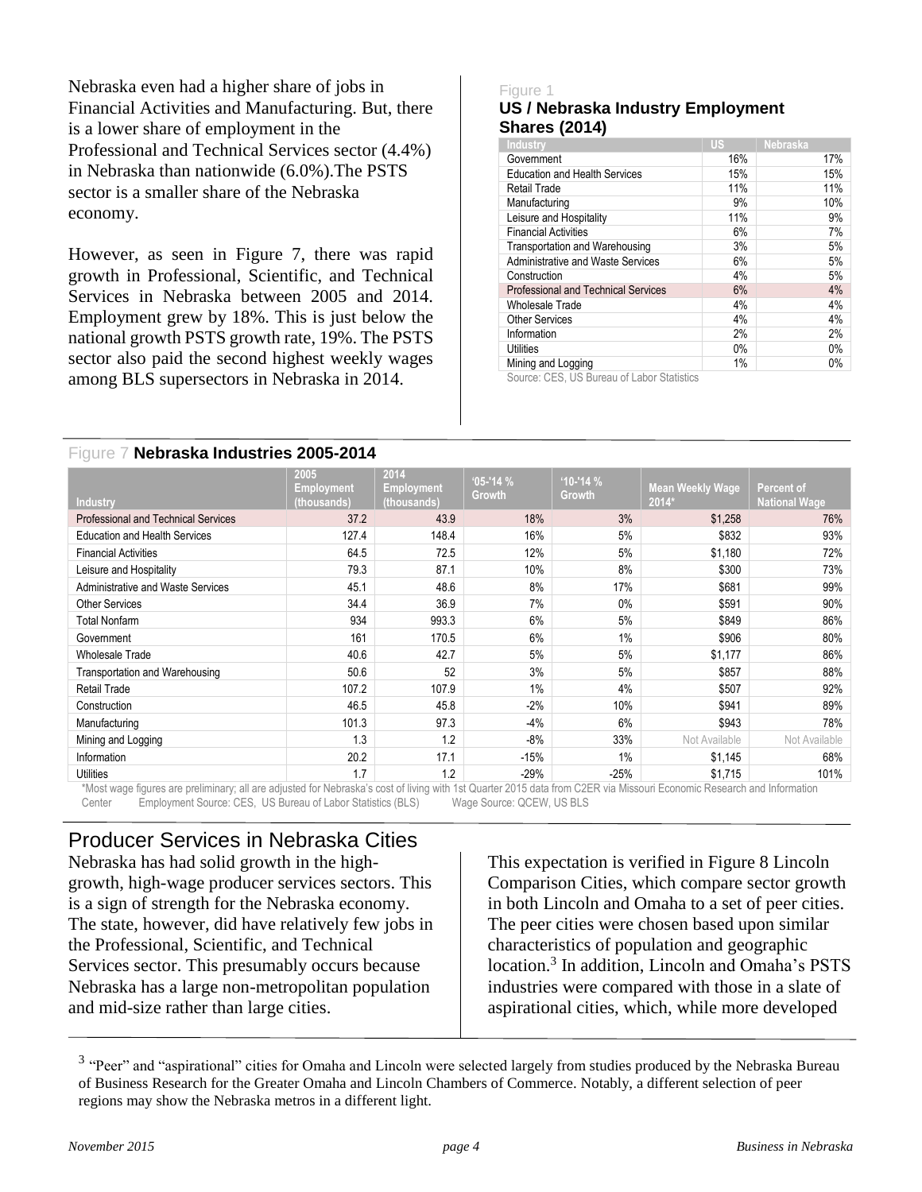Nebraska even had a higher share of jobs in Financial Activities and Manufacturing. But, there is a lower share of employment in the Professional and Technical Services sector (4.4%) in Nebraska than nationwide (6.0%).The PSTS sector is a smaller share of the Nebraska economy.

However, as seen in Figure 7, there was rapid growth in Professional, Scientific, and Technical Services in Nebraska between 2005 and 2014. Employment grew by 18%. This is just below the national growth PSTS growth rate, 19%. The PSTS sector also paid the second highest weekly wages among BLS supersectors in Nebraska in 2014.

Figure 1

**US / Nebraska Industry Employment Shares (2014)**

| Industry | US | Nebraska |
|---|---|---|
| Government | 16% | 17% |
| Education and Health Services | 15% | 15% |
| Retail Trade | 11% | 11% |
| Manufacturing | 9% | 10% |
| Leisure and Hospitality | 11% | 9% |
| Financial Activities | 6% | 7% |
| Transportation and Warehousing | 3% | 5% |
| Administrative and Waste Services | 6% | 5% |
| Construction | 4% | 5% |
| Professional and Technical Services | 6% | 4% |
| Wholesale Trade | 4% | 4% |
| Other Services | 4% | 4% |
| Information | 2% | 2% |
| Utilities | 0% | 0% |
| Mining and Logging | 1% | 0% |

Source: CES, US Bureau of Labor Statistics

Figure 7 **Nebraska Industries 2005-2014**

| Industry | 2005 Employment (thousands) | 2014 Employment (thousands) | '05-'14 % Growth | '10-'14 % Growth | Mean Weekly Wage 2014* | Percent of National Wage |
|---|---|---|---|---|---|---|
| Professional and Technical Services | 37.2 | 43.9 | 18% | 3% | $1,258 | 76% |
| Education and Health Services | 127.4 | 148.4 | 16% | 5% | $832 | 93% |
| Financial Activities | 64.5 | 72.5 | 12% | 5% | $1,180 | 72% |
| Leisure and Hospitality | 79.3 | 87.1 | 10% | 8% | $300 | 73% |
| Administrative and Waste Services | 45.1 | 48.6 | 8% | 17% | $681 | 99% |
| Other Services | 34.4 | 36.9 | 7% | 0% | $591 | 90% |
| Total Nonfarm | 934 | 993.3 | 6% | 5% | $849 | 86% |
| Government | 161 | 170.5 | 6% | 1% | $906 | 80% |
| Wholesale Trade | 40.6 | 42.7 | 5% | 5% | $1,177 | 86% |
| Transportation and Warehousing | 50.6 | 52 | 3% | 5% | $857 | 88% |
| Retail Trade | 107.2 | 107.9 | 1% | 4% | $507 | 92% |
| Construction | 46.5 | 45.8 | -2% | 10% | $941 | 89% |
| Manufacturing | 101.3 | 97.3 | -4% | 6% | $943 | 78% |
| Mining and Logging | 1.3 | 1.2 | -8% | 33% | Not Available | Not Available |
| Information | 20.2 | 17.1 | -15% | 1% | $1,145 | 68% |
| Utilities | 1.7 | 1.2 | -29% | -25% | $1,715 | 101% |

*Most wage figures are preliminary; all are adjusted for Nebraska's cost of living with 1st Quarter 2015 data from C2ER via Missouri Economic Research and Information Center Employment Source: CES, US Bureau of Labor Statistics (BLS) Wage Source: QCEW, US BLS

## Producer Services in Nebraska Cities

Nebraska has had solid growth in the high-growth, high-wage producer services sectors. This is a sign of strength for the Nebraska economy. The state, however, did have relatively few jobs in the Professional, Scientific, and Technical Services sector. This presumably occurs because Nebraska has a large non-metropolitan population and mid-size rather than large cities.

This expectation is verified in Figure 8 Lincoln Comparison Cities, which compare sector growth in both Lincoln and Omaha to a set of peer cities. The peer cities were chosen based upon similar characteristics of population and geographic location.[3] In addition, Lincoln and Omaha's PSTS industries were compared with those in a slate of aspirational cities, which, while more developed

[3] "Peer" and "aspirational" cities for Omaha and Lincoln were selected largely from studies produced by the Nebraska Bureau of Business Research for the Greater Omaha and Lincoln Chambers of Commerce. Notably, a different selection of peer regions may show the Nebraska metros in a different light.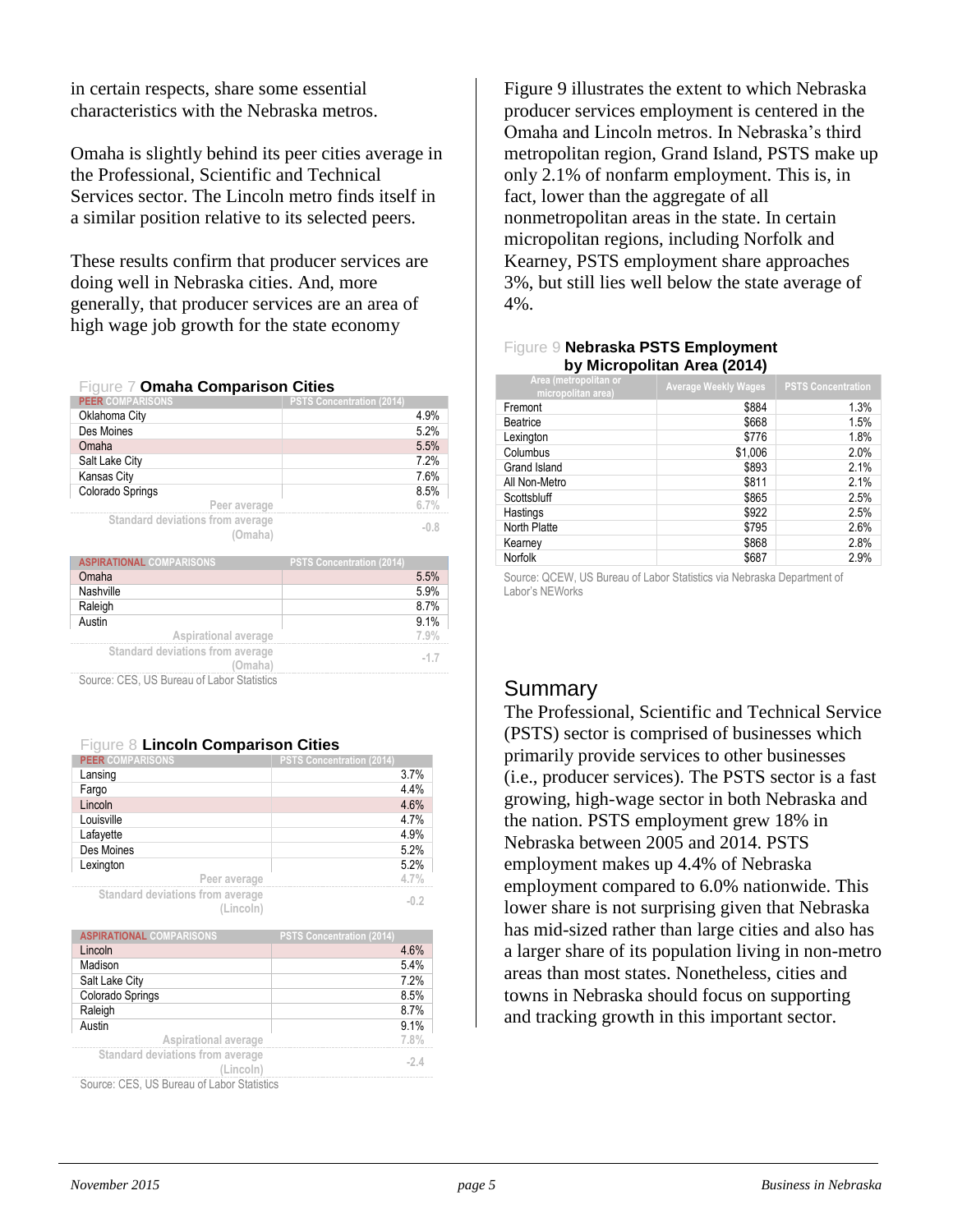in certain respects, share some essential characteristics with the Nebraska metros.

Omaha is slightly behind its peer cities average in the Professional, Scientific and Technical Services sector. The Lincoln metro finds itself in a similar position relative to its selected peers.

These results confirm that producer services are doing well in Nebraska cities. And, more generally, that producer services are an area of high wage job growth for the state economy

Figure 7 **Omaha Comparison Cities**

| PEER COMPARISONS | PSTS Concentration (2014) |
|---|---|
| Oklahoma City | 4.9% |
| Des Moines | 5.2% |
| Omaha | 5.5% |
| Salt Lake City | 7.2% |
| Kansas City | 7.6% |
| Colorado Springs | 8.5% |
| Peer average | 6.7% |
| Standard deviations from average (Omaha) | -0.8 |

| ASPIRATIONAL COMPARISONS | PSTS Concentration (2014) |
|---|---|
| Omaha | 5.5% |
| Nashville | 5.9% |
| Raleigh | 8.7% |
| Austin | 9.1% |
| Aspirational average | 7.9% |
| Standard deviations from average (Omaha) | -1.7 |

Source: CES, US Bureau of Labor Statistics

Figure 8 **Lincoln Comparison Cities**

| PEER COMPARISONS | PSTS Concentration (2014) |
|---|---|
| Lansing | 3.7% |
| Fargo | 4.4% |
| Lincoln | 4.6% |
| Louisville | 4.7% |
| Lafayette | 4.9% |
| Des Moines | 5.2% |
| Lexington | 5.2% |
| Peer average | 4.7% |
| Standard deviations from average (Lincoln) | -0.2 |

| ASPIRATIONAL COMPARISONS | PSTS Concentration (2014) |
|---|---|
| Lincoln | 4.6% |
| Madison | 5.4% |
| Salt Lake City | 7.2% |
| Colorado Springs | 8.5% |
| Raleigh | 8.7% |
| Austin | 9.1% |
| Aspirational average | 7.8% |
| Standard deviations from average (Lincoln) | -2.4 |

Source: CES, US Bureau of Labor Statistics

Figure 9 illustrates the extent to which Nebraska producer services employment is centered in the Omaha and Lincoln metros. In Nebraska's third metropolitan region, Grand Island, PSTS make up only 2.1% of nonfarm employment. This is, in fact, lower than the aggregate of all nonmetropolitan areas in the state. In certain micropolitan regions, including Norfolk and Kearney, PSTS employment share approaches 3%, but still lies well below the state average of 4%.

Figure 9 **Nebraska PSTS Employment by Micropolitan Area (2014)**

| Area (metropolitan or micropolitan area) | Average Weekly Wages | PSTS Concentration |
|---|---|---|
| Fremont | $884 | 1.3% |
| Beatrice | $668 | 1.5% |
| Lexington | $776 | 1.8% |
| Columbus | $1,006 | 2.0% |
| Grand Island | $893 | 2.1% |
| All Non-Metro | $811 | 2.1% |
| Scottsbluff | $865 | 2.5% |
| Hastings | $922 | 2.5% |
| North Platte | $795 | 2.6% |
| Kearney | $868 | 2.8% |
| Norfolk | $687 | 2.9% |

Source: QCEW, US Bureau of Labor Statistics via Nebraska Department of Labor's NEWorks

## Summary

The Professional, Scientific and Technical Service (PSTS) sector is comprised of businesses which primarily provide services to other businesses (i.e., producer services). The PSTS sector is a fast growing, high-wage sector in both Nebraska and the nation. PSTS employment grew 18% in Nebraska between 2005 and 2014. PSTS employment makes up 4.4% of Nebraska employment compared to 6.0% nationwide. This lower share is not surprising given that Nebraska has mid-sized rather than large cities and also has a larger share of its population living in non-metro areas than most states. Nonetheless, cities and towns in Nebraska should focus on supporting and tracking growth in this important sector.